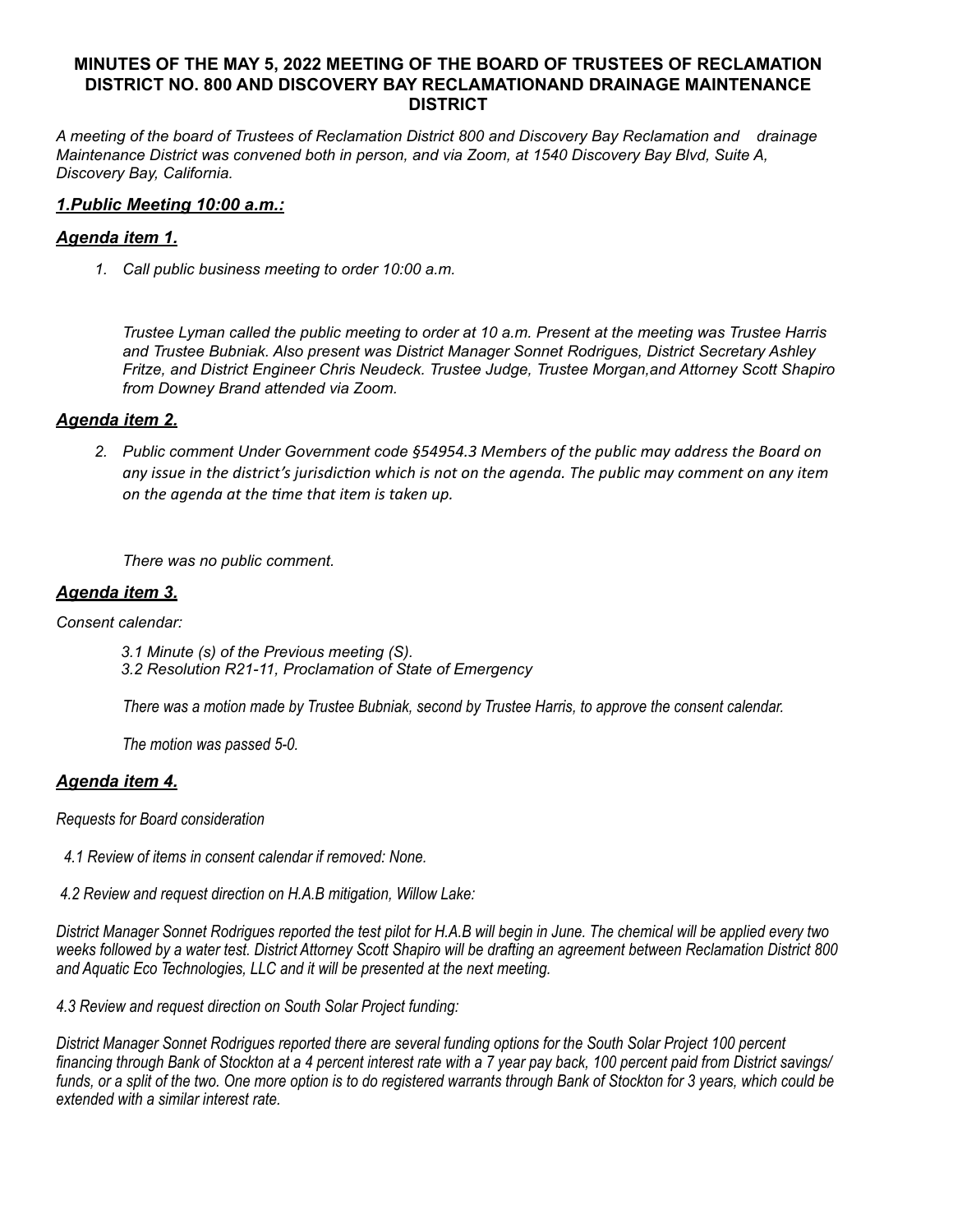# MINUTES OF THE MAY 5, 2022 MEETING OF THE BOARD OF TRUSTEES OF RECLAMATION DISTRICT NO. 800 AND DISCOVERY BAY RECLAMATIONAND DRAINAGE MAINTENANCE DISTRICT

*A meeting of the board of Trustees of Reclamation District 800 and Discovery Bay Reclamation and drainage Maintenance District was convened both in person, and via Zoom, at 1540 Discovery Bay Blvd, Suite A, Discovery Bay, California.*

## ***1.Public Meeting 10:00 a.m.:***

### ***Agenda item 1.***

1. *Call public business meeting to order 10:00 a.m.*

   *Trustee Lyman called the public meeting to order at 10 a.m. Present at the meeting was Trustee Harris and Trustee Bubniak. Also present was District Manager Sonnet Rodrigues, District Secretary Ashley Fritze, and District Engineer Chris Neudeck. Trustee Judge, Trustee Morgan,and Attorney Scott Shapiro from Downey Brand attended via Zoom.*

### ***Agenda item 2.***

2. *Public comment Under Government code §54954.3 Members of the public may address the Board on any issue in the district's jurisdiction which is not on the agenda. The public may comment on any item on the agenda at the time that item is taken up.*

   *There was no public comment.*

### ***Agenda item 3.***

*Consent calendar:*

*3.1 Minute (s) of the Previous meeting (S).*
*3.2 Resolution R21-11, Proclamation of State of Emergency*

*There was a motion made by Trustee Bubniak, second by Trustee Harris, to approve the consent calendar.*

*The motion was passed 5-0.*

### ***Agenda item 4.***

*Requests for Board consideration*

*4.1 Review of items in consent calendar if removed: None.*

*4.2 Review and request direction on H.A.B mitigation, Willow Lake:*

*District Manager Sonnet Rodrigues reported the test pilot for H.A.B will begin in June. The chemical will be applied every two weeks followed by a water test. District Attorney Scott Shapiro will be drafting an agreement between Reclamation District 800 and Aquatic Eco Technologies, LLC and it will be presented at the next meeting.*

*4.3 Review and request direction on South Solar Project funding:*

*District Manager Sonnet Rodrigues reported there are several funding options for the South Solar Project 100 percent financing through Bank of Stockton at a 4 percent interest rate with a 7 year pay back, 100 percent paid from District savings/ funds, or a split of the two. One more option is to do registered warrants through Bank of Stockton for 3 years, which could be extended with a similar interest rate.*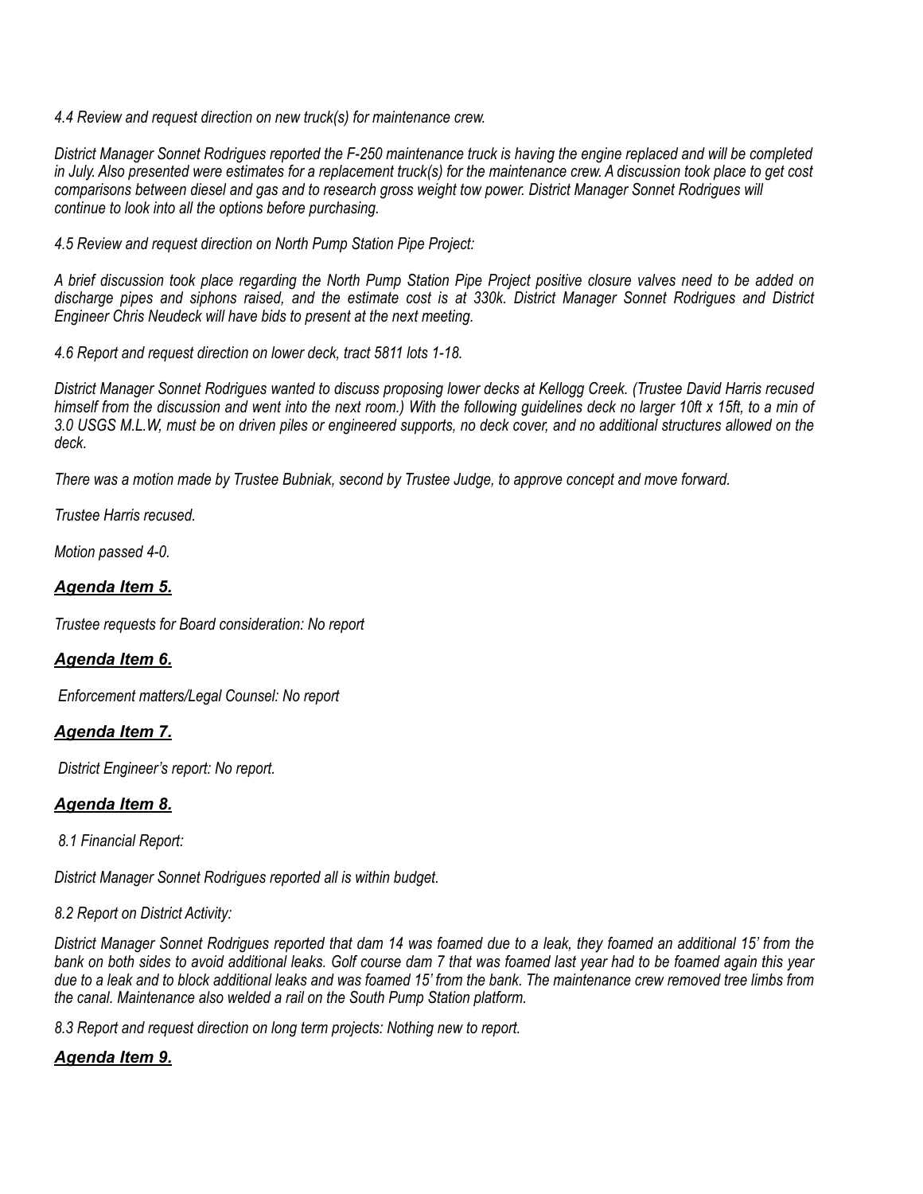*4.4 Review and request direction on new truck(s) for maintenance crew.*

*District Manager Sonnet Rodrigues reported the F-250 maintenance truck is having the engine replaced and will be completed in July. Also presented were estimates for a replacement truck(s) for the maintenance crew. A discussion took place to get cost comparisons between diesel and gas and to research gross weight tow power. District Manager Sonnet Rodrigues will continue to look into all the options before purchasing.*

*4.5 Review and request direction on North Pump Station Pipe Project:*

*A brief discussion took place regarding the North Pump Station Pipe Project positive closure valves need to be added on discharge pipes and siphons raised, and the estimate cost is at 330k. District Manager Sonnet Rodrigues and District Engineer Chris Neudeck will have bids to present at the next meeting.*

*4.6 Report and request direction on lower deck, tract 5811 lots 1-18.*

*District Manager Sonnet Rodrigues wanted to discuss proposing lower decks at Kellogg Creek. (Trustee David Harris recused himself from the discussion and went into the next room.) With the following guidelines deck no larger 10ft x 15ft, to a min of 3.0 USGS M.L.W, must be on driven piles or engineered supports, no deck cover, and no additional structures allowed on the deck.*

*There was a motion made by Trustee Bubniak, second by Trustee Judge, to approve concept and move forward.*

*Trustee Harris recused.*

*Motion passed 4-0.*

## ***Agenda Item 5.***

*Trustee requests for Board consideration: No report*

## ***Agenda Item 6.***

*Enforcement matters/Legal Counsel: No report*

## ***Agenda Item 7.***

*District Engineer's report: No report.*

## ***Agenda Item 8.***

*8.1 Financial Report:*

*District Manager Sonnet Rodrigues reported all is within budget.*

*8.2 Report on District Activity:*

*District Manager Sonnet Rodrigues reported that dam 14 was foamed due to a leak, they foamed an additional 15' from the bank on both sides to avoid additional leaks. Golf course dam 7 that was foamed last year had to be foamed again this year due to a leak and to block additional leaks and was foamed 15' from the bank. The maintenance crew removed tree limbs from the canal. Maintenance also welded a rail on the South Pump Station platform.*

*8.3 Report and request direction on long term projects: Nothing new to report.*

## ***Agenda Item 9.***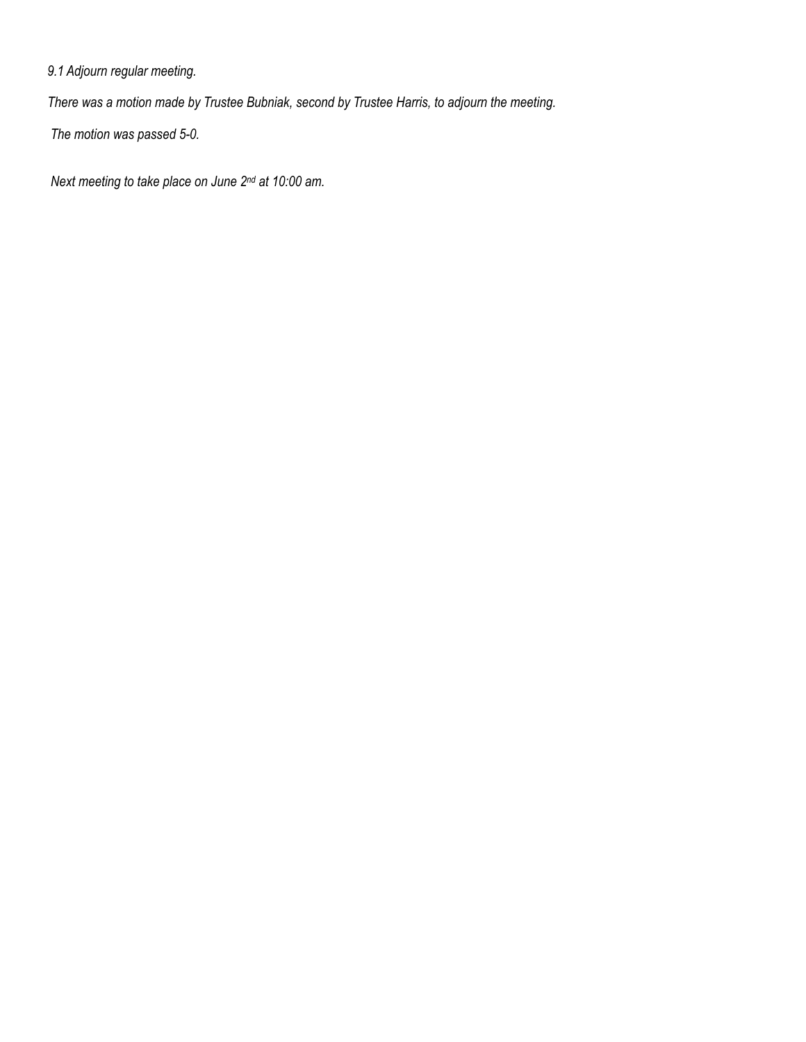*9.1 Adjourn regular meeting.*

*There was a motion made by Trustee Bubniak, second by Trustee Harris, to adjourn the meeting.*

*The motion was passed 5-0.*

*Next meeting to take place on June 2nd at 10:00 am.*